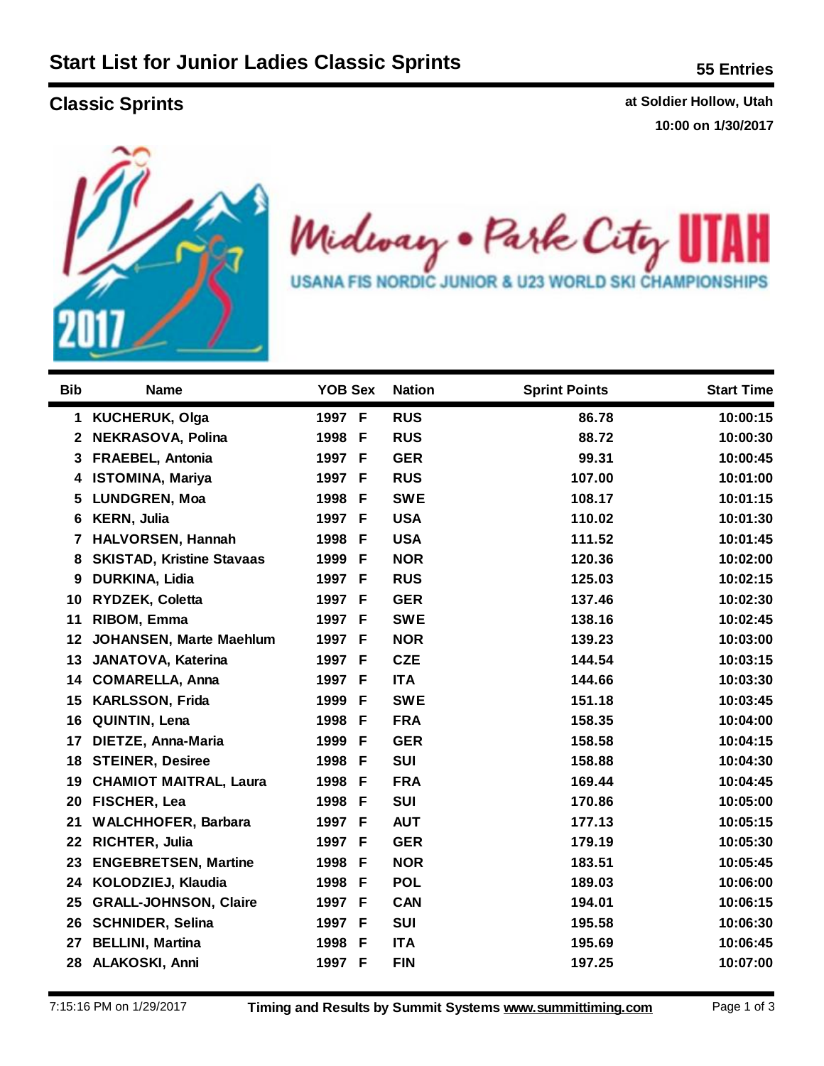# Start List for Junior Ladies Classic Sprints

**55 Entries**

## Classic Sprints

**at Soldier Hollow, Utah**
**10:00 on 1/30/2017**

Midway • Park City UTAH
USANA FIS NORDIC JUNIOR & U23 WORLD SKI CHAMPIONSHIPS

| Bib | Name | YOB | Sex | Nation | Sprint Points | Start Time |
|---|---|---|---|---|---|---|
| 1 | KUCHERUK, Olga | 1997 | F | RUS | 86.78 | 10:00:15 |
| 2 | NEKRASOVA, Polina | 1998 | F | RUS | 88.72 | 10:00:30 |
| 3 | FRAEBEL, Antonia | 1997 | F | GER | 99.31 | 10:00:45 |
| 4 | ISTOMINA, Mariya | 1997 | F | RUS | 107.00 | 10:01:00 |
| 5 | LUNDGREN, Moa | 1998 | F | SWE | 108.17 | 10:01:15 |
| 6 | KERN, Julia | 1997 | F | USA | 110.02 | 10:01:30 |
| 7 | HALVORSEN, Hannah | 1998 | F | USA | 111.52 | 10:01:45 |
| 8 | SKISTAD, Kristine Stavaas | 1999 | F | NOR | 120.36 | 10:02:00 |
| 9 | DURKINA, Lidia | 1997 | F | RUS | 125.03 | 10:02:15 |
| 10 | RYDZEK, Coletta | 1997 | F | GER | 137.46 | 10:02:30 |
| 11 | RIBOM, Emma | 1997 | F | SWE | 138.16 | 10:02:45 |
| 12 | JOHANSEN, Marte Maehlum | 1997 | F | NOR | 139.23 | 10:03:00 |
| 13 | JANATOVA, Katerina | 1997 | F | CZE | 144.54 | 10:03:15 |
| 14 | COMARELLA, Anna | 1997 | F | ITA | 144.66 | 10:03:30 |
| 15 | KARLSSON, Frida | 1999 | F | SWE | 151.18 | 10:03:45 |
| 16 | QUINTIN, Lena | 1998 | F | FRA | 158.35 | 10:04:00 |
| 17 | DIETZE, Anna-Maria | 1999 | F | GER | 158.58 | 10:04:15 |
| 18 | STEINER, Desiree | 1998 | F | SUI | 158.88 | 10:04:30 |
| 19 | CHAMIOT MAITRAL, Laura | 1998 | F | FRA | 169.44 | 10:04:45 |
| 20 | FISCHER, Lea | 1998 | F | SUI | 170.86 | 10:05:00 |
| 21 | WALCHHOFER, Barbara | 1997 | F | AUT | 177.13 | 10:05:15 |
| 22 | RICHTER, Julia | 1997 | F | GER | 179.19 | 10:05:30 |
| 23 | ENGEBRETSEN, Martine | 1998 | F | NOR | 183.51 | 10:05:45 |
| 24 | KOLODZIEJ, Klaudia | 1998 | F | POL | 189.03 | 10:06:00 |
| 25 | GRALL-JOHNSON, Claire | 1997 | F | CAN | 194.01 | 10:06:15 |
| 26 | SCHNIDER, Selina | 1997 | F | SUI | 195.58 | 10:06:30 |
| 27 | BELLINI, Martina | 1998 | F | ITA | 195.69 | 10:06:45 |
| 28 | ALAKOSKI, Anni | 1997 | F | FIN | 197.25 | 10:07:00 |

7:15:16 PM on 1/29/2017 — Timing and Results by Summit Systems www.summittiming.com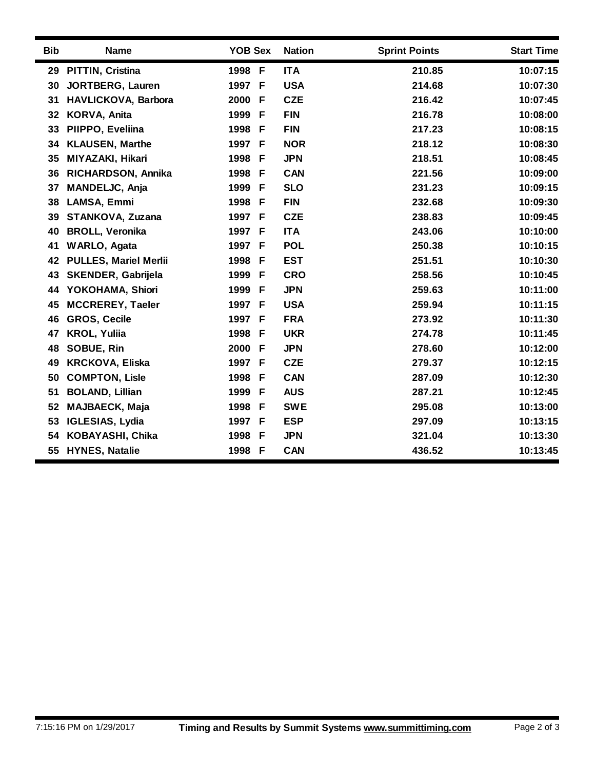| Bib | Name | YOB | Sex | Nation | Sprint Points | Start Time |
|---|---|---|---|---|---|---|
| 29 | PITTIN, Cristina | 1998 | F | ITA | 210.85 | 10:07:15 |
| 30 | JORTBERG, Lauren | 1997 | F | USA | 214.68 | 10:07:30 |
| 31 | HAVLICKOVA, Barbora | 2000 | F | CZE | 216.42 | 10:07:45 |
| 32 | KORVA, Anita | 1999 | F | FIN | 216.78 | 10:08:00 |
| 33 | PIIPPO, Eveliina | 1998 | F | FIN | 217.23 | 10:08:15 |
| 34 | KLAUSEN, Marthe | 1997 | F | NOR | 218.12 | 10:08:30 |
| 35 | MIYAZAKI, Hikari | 1998 | F | JPN | 218.51 | 10:08:45 |
| 36 | RICHARDSON, Annika | 1998 | F | CAN | 221.56 | 10:09:00 |
| 37 | MANDELJC, Anja | 1999 | F | SLO | 231.23 | 10:09:15 |
| 38 | LAMSA, Emmi | 1998 | F | FIN | 232.68 | 10:09:30 |
| 39 | STANKOVA, Zuzana | 1997 | F | CZE | 238.83 | 10:09:45 |
| 40 | BROLL, Veronika | 1997 | F | ITA | 243.06 | 10:10:00 |
| 41 | WARLO, Agata | 1997 | F | POL | 250.38 | 10:10:15 |
| 42 | PULLES, Mariel Merlii | 1998 | F | EST | 251.51 | 10:10:30 |
| 43 | SKENDER, Gabrijela | 1999 | F | CRO | 258.56 | 10:10:45 |
| 44 | YOKOHAMA, Shiori | 1999 | F | JPN | 259.63 | 10:11:00 |
| 45 | MCCREREY, Taeler | 1997 | F | USA | 259.94 | 10:11:15 |
| 46 | GROS, Cecile | 1997 | F | FRA | 273.92 | 10:11:30 |
| 47 | KROL, Yuliia | 1998 | F | UKR | 274.78 | 10:11:45 |
| 48 | SOBUE, Rin | 2000 | F | JPN | 278.60 | 10:12:00 |
| 49 | KRCKOVA, Eliska | 1997 | F | CZE | 279.37 | 10:12:15 |
| 50 | COMPTON, Lisle | 1998 | F | CAN | 287.09 | 10:12:30 |
| 51 | BOLAND, Lillian | 1999 | F | AUS | 287.21 | 10:12:45 |
| 52 | MAJBAECK, Maja | 1998 | F | SWE | 295.08 | 10:13:00 |
| 53 | IGLESIAS, Lydia | 1997 | F | ESP | 297.09 | 10:13:15 |
| 54 | KOBAYASHI, Chika | 1998 | F | JPN | 321.04 | 10:13:30 |
| 55 | HYNES, Natalie | 1998 | F | CAN | 436.52 | 10:13:45 |

7:15:16 PM on 1/29/2017 **Timing and Results by Summit Systems www.summittiming.com**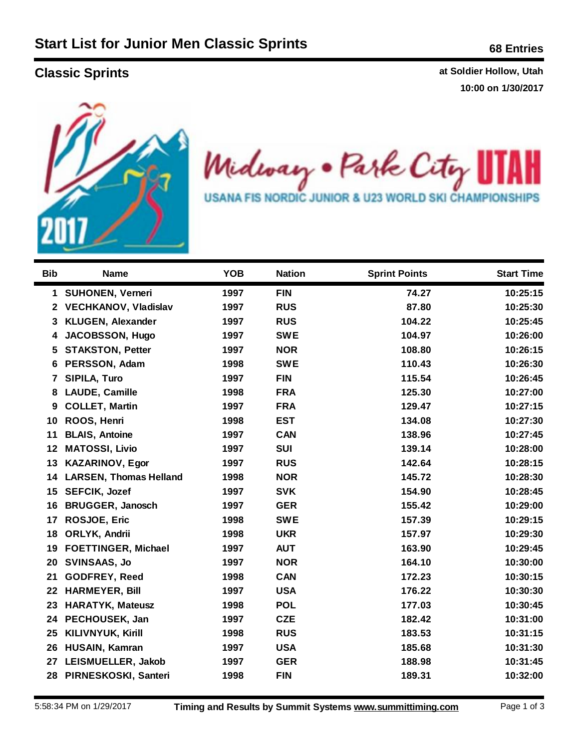# Start List for Junior Men Classic Sprints

68 Entries

## Classic Sprints

at Soldier Hollow, Utah
10:00 on 1/30/2017

Midway • Park City UTAH
USANA FIS NORDIC JUNIOR & U23 WORLD SKI CHAMPIONSHIPS

| Bib | Name | YOB | Nation | Sprint Points | Start Time |
|---|---|---|---|---|---|
| 1 | SUHONEN, Verneri | 1997 | FIN | 74.27 | 10:25:15 |
| 2 | VECHKANOV, Vladislav | 1997 | RUS | 87.80 | 10:25:30 |
| 3 | KLUGEN, Alexander | 1997 | RUS | 104.22 | 10:25:45 |
| 4 | JACOBSSON, Hugo | 1997 | SWE | 104.97 | 10:26:00 |
| 5 | STAKSTON, Petter | 1997 | NOR | 108.80 | 10:26:15 |
| 6 | PERSSON, Adam | 1998 | SWE | 110.43 | 10:26:30 |
| 7 | SIPILA, Turo | 1997 | FIN | 115.54 | 10:26:45 |
| 8 | LAUDE, Camille | 1998 | FRA | 125.30 | 10:27:00 |
| 9 | COLLET, Martin | 1997 | FRA | 129.47 | 10:27:15 |
| 10 | ROOS, Henri | 1998 | EST | 134.08 | 10:27:30 |
| 11 | BLAIS, Antoine | 1997 | CAN | 138.96 | 10:27:45 |
| 12 | MATOSSI, Livio | 1997 | SUI | 139.14 | 10:28:00 |
| 13 | KAZARINOV, Egor | 1997 | RUS | 142.64 | 10:28:15 |
| 14 | LARSEN, Thomas Helland | 1998 | NOR | 145.72 | 10:28:30 |
| 15 | SEFCIK, Jozef | 1997 | SVK | 154.90 | 10:28:45 |
| 16 | BRUGGER, Janosch | 1997 | GER | 155.42 | 10:29:00 |
| 17 | ROSJOE, Eric | 1998 | SWE | 157.39 | 10:29:15 |
| 18 | ORLYK, Andrii | 1998 | UKR | 157.97 | 10:29:30 |
| 19 | FOETTINGER, Michael | 1997 | AUT | 163.90 | 10:29:45 |
| 20 | SVINSAAS, Jo | 1997 | NOR | 164.10 | 10:30:00 |
| 21 | GODFREY, Reed | 1998 | CAN | 172.23 | 10:30:15 |
| 22 | HARMEYER, Bill | 1997 | USA | 176.22 | 10:30:30 |
| 23 | HARATYK, Mateusz | 1998 | POL | 177.03 | 10:30:45 |
| 24 | PECHOUSEK, Jan | 1997 | CZE | 182.42 | 10:31:00 |
| 25 | KILIVNYUK, Kirill | 1998 | RUS | 183.53 | 10:31:15 |
| 26 | HUSAIN, Kamran | 1997 | USA | 185.68 | 10:31:30 |
| 27 | LEISMUELLER, Jakob | 1997 | GER | 188.98 | 10:31:45 |
| 28 | PIRNESKOSKI, Santeri | 1998 | FIN | 189.31 | 10:32:00 |

5:58:34 PM on 1/29/2017 Timing and Results by Summit Systems www.summittiming.com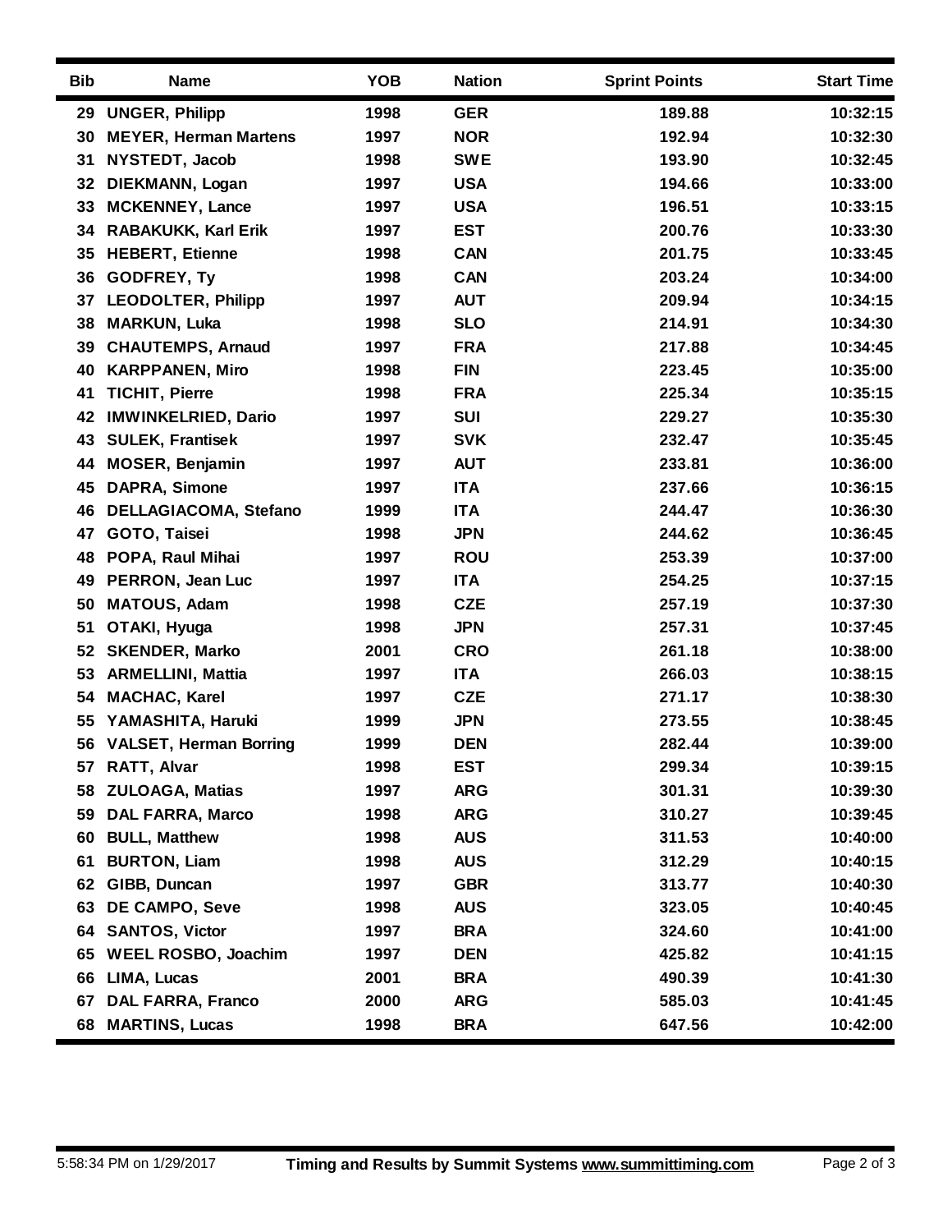| Bib | Name | YOB | Nation | Sprint Points | Start Time |
|---|---|---|---|---|---|
| 29 | UNGER, Philipp | 1998 | GER | 189.88 | 10:32:15 |
| 30 | MEYER, Herman Martens | 1997 | NOR | 192.94 | 10:32:30 |
| 31 | NYSTEDT, Jacob | 1998 | SWE | 193.90 | 10:32:45 |
| 32 | DIEKMANN, Logan | 1997 | USA | 194.66 | 10:33:00 |
| 33 | MCKENNEY, Lance | 1997 | USA | 196.51 | 10:33:15 |
| 34 | RABAKUKK, Karl Erik | 1997 | EST | 200.76 | 10:33:30 |
| 35 | HEBERT, Etienne | 1998 | CAN | 201.75 | 10:33:45 |
| 36 | GODFREY, Ty | 1998 | CAN | 203.24 | 10:34:00 |
| 37 | LEODOLTER, Philipp | 1997 | AUT | 209.94 | 10:34:15 |
| 38 | MARKUN, Luka | 1998 | SLO | 214.91 | 10:34:30 |
| 39 | CHAUTEMPS, Arnaud | 1997 | FRA | 217.88 | 10:34:45 |
| 40 | KARPPANEN, Miro | 1998 | FIN | 223.45 | 10:35:00 |
| 41 | TICHIT, Pierre | 1998 | FRA | 225.34 | 10:35:15 |
| 42 | IMWINKELRIED, Dario | 1997 | SUI | 229.27 | 10:35:30 |
| 43 | SULEK, Frantisek | 1997 | SVK | 232.47 | 10:35:45 |
| 44 | MOSER, Benjamin | 1997 | AUT | 233.81 | 10:36:00 |
| 45 | DAPRA, Simone | 1997 | ITA | 237.66 | 10:36:15 |
| 46 | DELLAGIACOMA, Stefano | 1999 | ITA | 244.47 | 10:36:30 |
| 47 | GOTO, Taisei | 1998 | JPN | 244.62 | 10:36:45 |
| 48 | POPA, Raul Mihai | 1997 | ROU | 253.39 | 10:37:00 |
| 49 | PERRON, Jean Luc | 1997 | ITA | 254.25 | 10:37:15 |
| 50 | MATOUS, Adam | 1998 | CZE | 257.19 | 10:37:30 |
| 51 | OTAKI, Hyuga | 1998 | JPN | 257.31 | 10:37:45 |
| 52 | SKENDER, Marko | 2001 | CRO | 261.18 | 10:38:00 |
| 53 | ARMELLINI, Mattia | 1997 | ITA | 266.03 | 10:38:15 |
| 54 | MACHAC, Karel | 1997 | CZE | 271.17 | 10:38:30 |
| 55 | YAMASHITA, Haruki | 1999 | JPN | 273.55 | 10:38:45 |
| 56 | VALSET, Herman Borring | 1999 | DEN | 282.44 | 10:39:00 |
| 57 | RATT, Alvar | 1998 | EST | 299.34 | 10:39:15 |
| 58 | ZULOAGA, Matias | 1997 | ARG | 301.31 | 10:39:30 |
| 59 | DAL FARRA, Marco | 1998 | ARG | 310.27 | 10:39:45 |
| 60 | BULL, Matthew | 1998 | AUS | 311.53 | 10:40:00 |
| 61 | BURTON, Liam | 1998 | AUS | 312.29 | 10:40:15 |
| 62 | GIBB, Duncan | 1997 | GBR | 313.77 | 10:40:30 |
| 63 | DE CAMPO, Seve | 1998 | AUS | 323.05 | 10:40:45 |
| 64 | SANTOS, Victor | 1997 | BRA | 324.60 | 10:41:00 |
| 65 | WEEL ROSBO, Joachim | 1997 | DEN | 425.82 | 10:41:15 |
| 66 | LIMA, Lucas | 2001 | BRA | 490.39 | 10:41:30 |
| 67 | DAL FARRA, Franco | 2000 | ARG | 585.03 | 10:41:45 |
| 68 | MARTINS, Lucas | 1998 | BRA | 647.56 | 10:42:00 |

5:58:34 PM on 1/29/2017 **Timing and Results by Summit Systems www.summittiming.com**